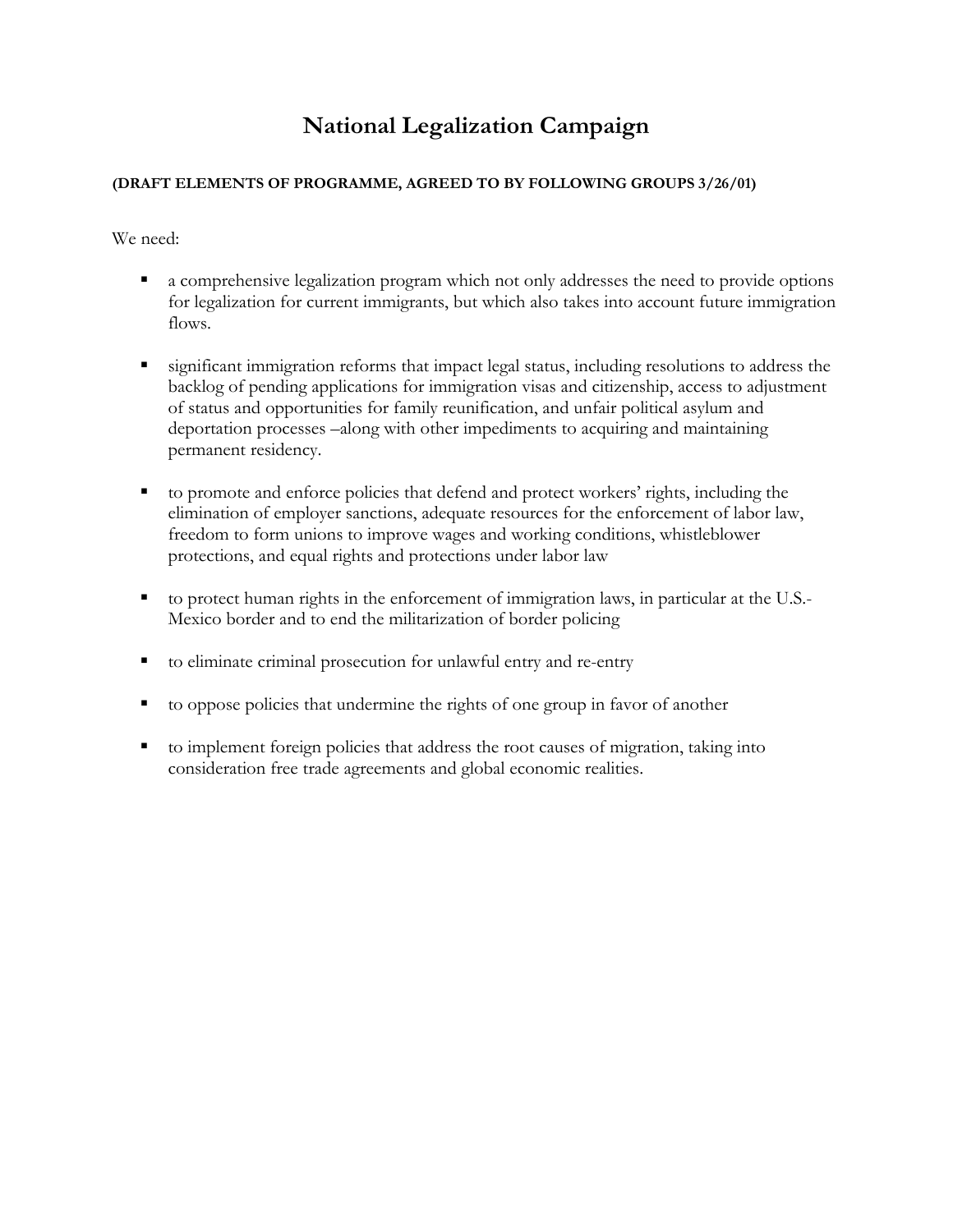# National Legalization Campaign

**(DRAFT ELEMENTS OF PROGRAMME, AGREED TO BY FOLLOWING GROUPS 3/26/01)**

We need:

- a comprehensive legalization program which not only addresses the need to provide options for legalization for current immigrants, but which also takes into account future immigration flows.
- significant immigration reforms that impact legal status, including resolutions to address the backlog of pending applications for immigration visas and citizenship, access to adjustment of status and opportunities for family reunification, and unfair political asylum and deportation processes –along with other impediments to acquiring and maintaining permanent residency.
- to promote and enforce policies that defend and protect workers' rights, including the elimination of employer sanctions, adequate resources for the enforcement of labor law, freedom to form unions to improve wages and working conditions, whistleblower protections, and equal rights and protections under labor law
- to protect human rights in the enforcement of immigration laws, in particular at the U.S.-Mexico border and to end the militarization of border policing
- to eliminate criminal prosecution for unlawful entry and re-entry
- to oppose policies that undermine the rights of one group in favor of another
- to implement foreign policies that address the root causes of migration, taking into consideration free trade agreements and global economic realities.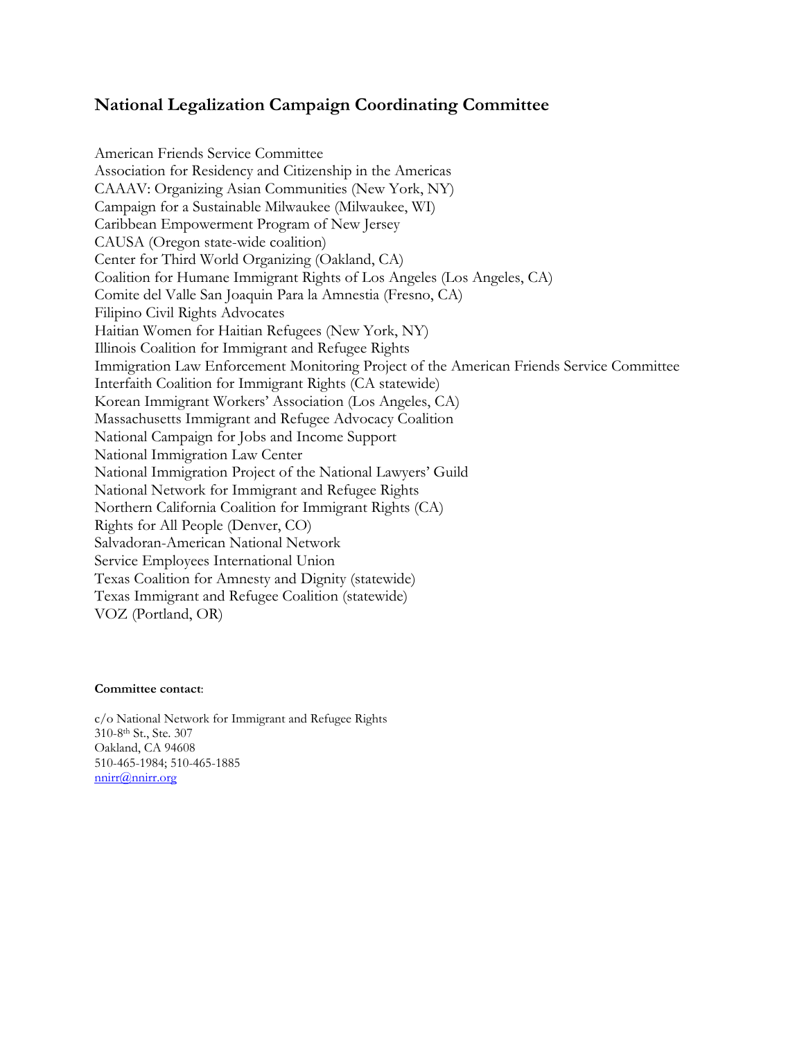## National Legalization Campaign Coordinating Committee

American Friends Service Committee
Association for Residency and Citizenship in the Americas
CAAAV: Organizing Asian Communities (New York, NY)
Campaign for a Sustainable Milwaukee (Milwaukee, WI)
Caribbean Empowerment Program of New Jersey
CAUSA (Oregon state-wide coalition)
Center for Third World Organizing (Oakland, CA)
Coalition for Humane Immigrant Rights of Los Angeles (Los Angeles, CA)
Comite del Valle San Joaquin Para la Amnestia (Fresno, CA)
Filipino Civil Rights Advocates
Haitian Women for Haitian Refugees (New York, NY)
Illinois Coalition for Immigrant and Refugee Rights
Immigration Law Enforcement Monitoring Project of the American Friends Service Committee
Interfaith Coalition for Immigrant Rights (CA statewide)
Korean Immigrant Workers' Association (Los Angeles, CA)
Massachusetts Immigrant and Refugee Advocacy Coalition
National Campaign for Jobs and Income Support
National Immigration Law Center
National Immigration Project of the National Lawyers' Guild
National Network for Immigrant and Refugee Rights
Northern California Coalition for Immigrant Rights (CA)
Rights for All People (Denver, CO)
Salvadoran-American National Network
Service Employees International Union
Texas Coalition for Amnesty and Dignity (statewide)
Texas Immigrant and Refugee Coalition (statewide)
VOZ (Portland, OR)

**Committee contact**:

c/o National Network for Immigrant and Refugee Rights
310-8th St., Ste. 307
Oakland, CA 94608
510-465-1984; 510-465-1885
nnirr@nnirr.org